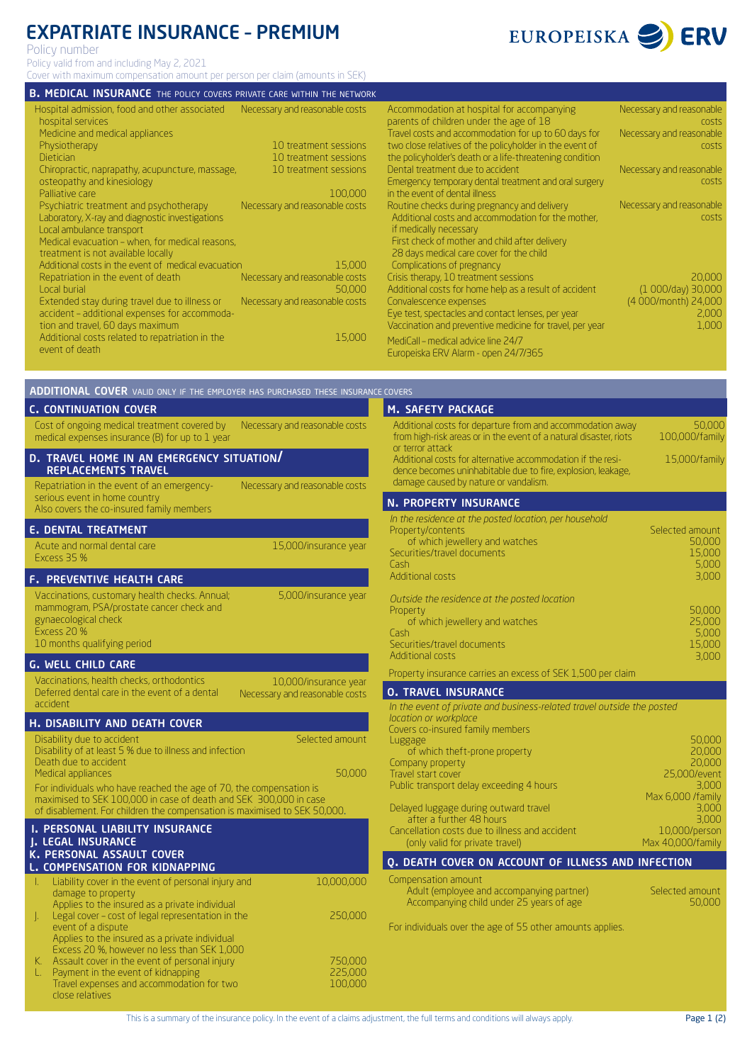# EXPATRIATE INSURANCE – PREMIUM

EUROPEISKA ERV

Policy number
Policy valid from and including May 2, 2021
Cover with maximum compensation amount per person per claim (amounts in SEK)

## B. MEDICAL INSURANCE THE POLICY COVERS PRIVATE CARE WITHIN THE NETWORK

| Cover | Amount |
|---|---|
| Hospital admission, food and other associated hospital services | Necessary and reasonable costs |
| Medicine and medical appliances | |
| Physiotherapy | 10 treatment sessions |
| Dietician | 10 treatment sessions |
| Chiropractic, naprapathy, acupuncture, massage, osteopathy and kinesiology | 10 treatment sessions |
| Palliative care | 100,000 |
| Psychiatric treatment and psychotherapy | Necessary and reasonable costs |
| Laboratory, X-ray and diagnostic investigations | |
| Local ambulance transport | |
| Medical evacuation – when, for medical reasons, treatment is not available locally | |
| Additional costs in the event of medical evacuation | 15,000 |
| Repatriation in the event of death | Necessary and reasonable costs |
| Local burial | 50,000 |
| Extended stay during travel due to illness or accident – additional expenses for accommodation and travel, 60 days maximum | Necessary and reasonable costs |
| Additional costs related to repatriation in the event of death | 15,000 |
| Accommodation at hospital for accompanying parents of children under the age of 18 | Necessary and reasonable costs |
| Travel costs and accommodation for up to 60 days for two close relatives of the policyholder in the event of the policyholder's death or a life-threatening condition | Necessary and reasonable costs |
| Dental treatment due to accident | Necessary and reasonable costs |
| Emergency temporary dental treatment and oral surgery in the event of dental illness | |
| Routine checks during pregnancy and delivery | Necessary and reasonable costs |
| Additional costs and accommodation for the mother, if medically necessary | |
| First check of mother and child after delivery | |
| 28 days medical care cover for the child | |
| Complications of pregnancy | |
| Crisis therapy, 10 treatment sessions | 20,000 |
| Additional costs for home help as a result of accident | (1 000/day) 30,000 |
| Convalescence expenses | (4 000/month) 24,000 |
| Eye test, spectacles and contact lenses, per year | 2,000 |
| Vaccination and preventive medicine for travel, per year | 1,000 |
| MediCall – medical advice line 24/7 | |
| Europeiska ERV Alarm - open 24/7/365 | |

## ADDITIONAL COVER VALID ONLY IF THE EMPLOYER HAS PURCHASED THESE INSURANCE COVERS

### C. CONTINUATION COVER

| Cover | Amount |
|---|---|
| Cost of ongoing medical treatment covered by medical expenses insurance (B) for up to 1 year | Necessary and reasonable costs |

### D. TRAVEL HOME IN AN EMERGENCY SITUATION/ REPLACEMENTS TRAVEL

| Cover | Amount |
|---|---|
| Repatriation in the event of an emergency-serious event in home country | Necessary and reasonable costs |
| Also covers the co-insured family members | |

### E. DENTAL TREATMENT

| Cover | Amount |
|---|---|
| Acute and normal dental care | 15,000/insurance year |
| Excess 35 % | |

### F. PREVENTIVE HEALTH CARE

| Cover | Amount |
|---|---|
| Vaccinations, customary health checks. Annual; mammogram, PSA/prostate cancer check and gynaecological check | 5,000/insurance year |
| Excess 20 % | |
| 10 months qualifying period | |

### G. WELL CHILD CARE

| Cover | Amount |
|---|---|
| Vaccinations, health checks, orthodontics | 10,000/insurance year |
| Deferred dental care in the event of a dental accident | Necessary and reasonable costs |

### H. DISABILITY AND DEATH COVER

| Cover | Amount |
|---|---|
| Disability due to accident | Selected amount |
| Disability of at least 5 % due to illness and infection | |
| Death due to accident | |
| Medical appliances | 50,000 |

For individuals who have reached the age of 70, the compensation is maximised to SEK 100,000 in case of death and SEK 300,000 in case of disablement. For children the compensation is maximised to SEK 50,000.

### I. PERSONAL LIABILITY INSURANCE
### J. LEGAL INSURANCE
### K. PERSONAL ASSAULT COVER
### L. COMPENSATION FOR KIDNAPPING

| | Cover | Amount |
|---|---|---|
| I. | Liability cover in the event of personal injury and damage to property. Applies to the insured as a private individual | 10,000,000 |
| J. | Legal cover – cost of legal representation in the event of a dispute. Applies to the insured as a private individual. Excess 20 %, however no less than SEK 1,000 | 250,000 |
| K. | Assault cover in the event of personal injury | 750,000 |
| L. | Payment in the event of kidnapping | 225,000 |
| | Travel expenses and accommodation for two close relatives | 100,000 |

### M. SAFETY PACKAGE

| Cover | Amount |
|---|---|
| Additional costs for departure from and accommodation away from high-risk areas or in the event of a natural disaster, riots or terror attack | 50,000 / 100,000/family |
| Additional costs for alternative accommodation if the residence becomes uninhabitable due to fire, explosion, leakage, damage caused by nature or vandalism. | 15,000/family |

### N. PROPERTY INSURANCE

| Cover | Amount |
|---|---|
| *In the residence at the posted location, per household* | |
| Property/contents | Selected amount |
| of which jewellery and watches | 50,000 |
| Securities/travel documents | 15,000 |
| Cash | 5,000 |
| Additional costs | 3,000 |
| *Outside the residence at the posted location* | |
| Property | 50,000 |
| of which jewellery and watches | 25,000 |
| Cash | 5,000 |
| Securities/travel documents | 15,000 |
| Additional costs | 3,000 |

Property insurance carries an excess of SEK 1,500 per claim

### O. TRAVEL INSURANCE

*In the event of private and business-related travel outside the posted location or workplace*

Covers co-insured family members

| Cover | Amount |
|---|---|
| Luggage | 50,000 |
| of which theft-prone property | 20,000 |
| Company property | 20,000 |
| Travel start cover | 25,000/event |
| Public transport delay exceeding 4 hours | 3,000 / Max 6,000 /family |
| Delayed luggage during outward travel | 3,000 |
| after a further 48 hours | 3,000 |
| Cancellation costs due to illness and accident (only valid for private travel) | 10,000/person / Max 40,000/family |

### Q. DEATH COVER ON ACCOUNT OF ILLNESS AND INFECTION

| Cover | Amount |
|---|---|
| Compensation amount | |
| Adult (employee and accompanying partner) | Selected amount |
| Accompanying child under 25 years of age | 50,000 |

For individuals over the age of 55 other amounts applies.

This is a summary of the insurance policy. In the event of a claims adjustment, the full terms and conditions will always apply.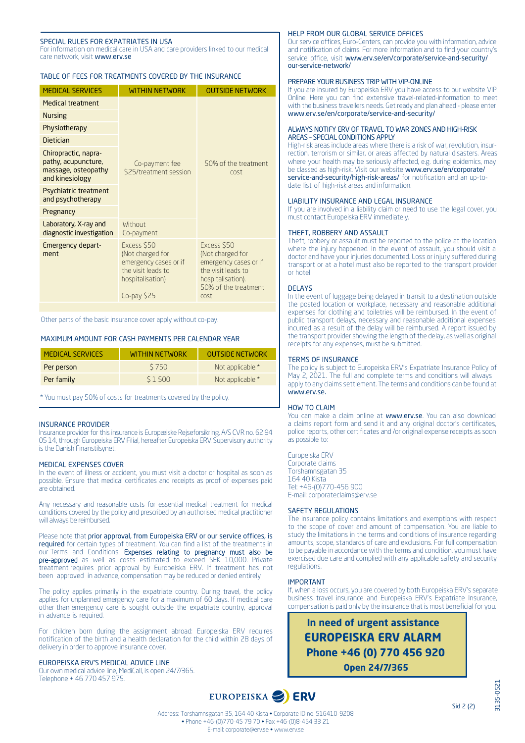## SPECIAL RULES FOR EXPATRIATES IN USA

For information on medical care in USA and care providers linked to our medical care network, visit www.erv.se

## TABLE OF FEES FOR TREATMENTS COVERED BY THE INSURANCE

| MEDICAL SERVICES | WITHIN NETWORK | OUTSIDE NETWORK |
|---|---|---|
| Medical treatment | Co-payment fee \$25/treatment session | 50% of the treatment cost |
| Nursing | | |
| Physiotherapy | | |
| Dietician | | |
| Chiropractic, naprapathy, acupuncture, massage, osteopathy and kinesiology | | |
| Psychiatric treatment and psychotherapy | | |
| Pregnancy | | |
| Laboratory, X-ray and diagnostic investigation | Without Co-payment | |
| Emergency department | Excess \$50 (Not charged for emergency cases or if the visit leads to hospitalisation) Co-pay \$25 | Excess \$50 (Not charged for emergency cases or if the visit leads to hospitalisation). 50% of the treatment cost |

Other parts of the basic insurance cover apply without co-pay.

## MAXIMUM AMOUNT FOR CASH PAYMENTS PER CALENDAR YEAR

| MEDICAL SERVICES | WITHIN NETWORK | OUTSIDE NETWORK |
|---|---|---|
| Per person | \$ 750 | Not applicable * |
| Per family | \$ 1 500 | Not applicable * |

* You must pay 50% of costs for treatments covered by the policy.

## INSURANCE PROVIDER

Insurance provider for this insurance is Europæiske Rejseforsikring, A/S CVR no. 62 94 05 14, through Europeiska ERV Filial, hereafter Europeiska ERV. Supervisory authority is the Danish Finanstilsynet.

## MEDICAL EXPENSES COVER

In the event of illness or accident, you must visit a doctor or hospital as soon as possible. Ensure that medical certificates and receipts as proof of expenses paid are obtained.

Any necessary and reasonable costs for essential medical treatment for medical conditions covered by the policy and prescribed by an authorised medical practitioner will always be reimbursed.

Please note that **prior approval, from Europeiska ERV or our service offices, is required** for certain types of treatment. You can find a list of the treatments in our Terms and Conditions. **Expenses relating to pregnancy must also be pre-approved** as well as costs estimated to exceed SEK 10,000. Private treatment requires prior approval by Europeiska ERV. If treatment has not been approved in advance, compensation may be reduced or denied entirely .

The policy applies primarily in the expatriate country. During travel, the policy applies for unplanned emergency care for a maximum of 60 days. If medical care other than emergency care is sought outside the expatriate country, approval in advance is required.

For children born during the assignment abroad: Europeiska ERV requires notification of the birth and a health declaration for the child within 28 days of delivery in order to approve insurance cover.

## EUROPEISKA ERV'S MEDICAL ADVICE LINE

Our own medical advice line, MediCall, is open 24/7/365.
Telephone + 46 770 457 975.

## HELP FROM OUR GLOBAL SERVICE OFFICES

Our service offices, Euro-Centers, can provide you with information, advice and notification of claims. For more information and to find your country's service office, visit www.erv.se/en/corporate/service-and-security/our-service-network/

## PREPARE YOUR BUSINESS TRIP WITH VIP-ONLINE

If you are insured by Europeiska ERV you have access to our website VIP Online. Here you can find extensive travel-related-information to meet with the business travellers needs. Get ready and plan ahead - please enter www.erv.se/en/corporate/service-and-security/

## ALWAYS NOTIFY ERV OF TRAVEL TO WAR ZONES AND HIGH-RISK AREAS - SPECIAL CONDITIONS APPLY

High-risk areas include areas where there is a risk of war, revolution, insurrection, terrorism or similar, or areas affected by natural disasters. Areas where your health may be seriously affected, e.g. during epidemics, may be classed as high-risk. Visit our website www.erv.se/en/corporate/service-and-security/high-risk-areas/ for notification and an up-to-date list of high-risk areas and information.

## LIABILITY INSURANCE AND LEGAL INSURANCE

If you are involved in a liability claim or need to use the legal cover, you must contact Europeiska ERV immediately.

## THEFT, ROBBERY AND ASSAULT

Theft, robbery or assault must be reported to the police at the location where the injury happened. In the event of assault, you should visit a doctor and have your injuries documented. Loss or injury suffered during transport or at a hotel must also be reported to the transport provider or hotel.

## DELAYS

In the event of luggage being delayed in transit to a destination outside the posted location or workplace, necessary and reasonable additional expenses for clothing and toiletries will be reimbursed. In the event of public transport delays, necessary and reasonable additional expenses incurred as a result of the delay will be reimbursed. A report issued by the transport provider showing the length of the delay, as well as original receipts for any expenses, must be submitted.

## TERMS OF INSURANCE

The policy is subject to Europeiska ERV's Expatriate Insurance Policy of May 2, 2021. The full and complete terms and conditions will always apply to any claims settlement. The terms and conditions can be found at www.erv.se.

## HOW TO CLAIM

You can make a claim online at www.erv.se. You can also download a claims report form and send it and any original doctor's certificates, police reports, other certificates and /or original expense receipts as soon as possible to:

Europeiska ERV
Corporate claims
Torshamnsgatan 35
164 40 Kista
Tel: +46-(0)770-456 900
E-mail: corporateclaims@erv.se

## SAFETY REGULATIONS

The insurance policy contains limitations and exemptions with respect to the scope of cover and amount of compensation. You are liable to study the limitations in the terms and conditions of insurance regarding amounts, scope, standards of care and exclusions. For full compensation to be payable in accordance with the terms and condition, you must have exercised due care and complied with any applicable safety and security regulations.

## IMPORTANT

If, when a loss occurs, you are covered by both Europeiska ERV's separate business travel insurance and Europeiska ERV's Expatriate Insurance, compensation is paid only by the insurance that is most beneficial for you.

**In need of urgent assistance**
**EUROPEISKA ERV ALARM**
**Phone +46 (0) 770 456 920**
**Open 24/7/365**

EUROPEISKA ERV

Address: Torshamnsgatan 35, 164 40 Kista • Corporate ID no. 516410-9208
• Phone +46-(0)770-45 79 70 • Fax +46-(0)8-454 33 21
E-mail: corporate@erv.se • www.erv.se

3135-0521